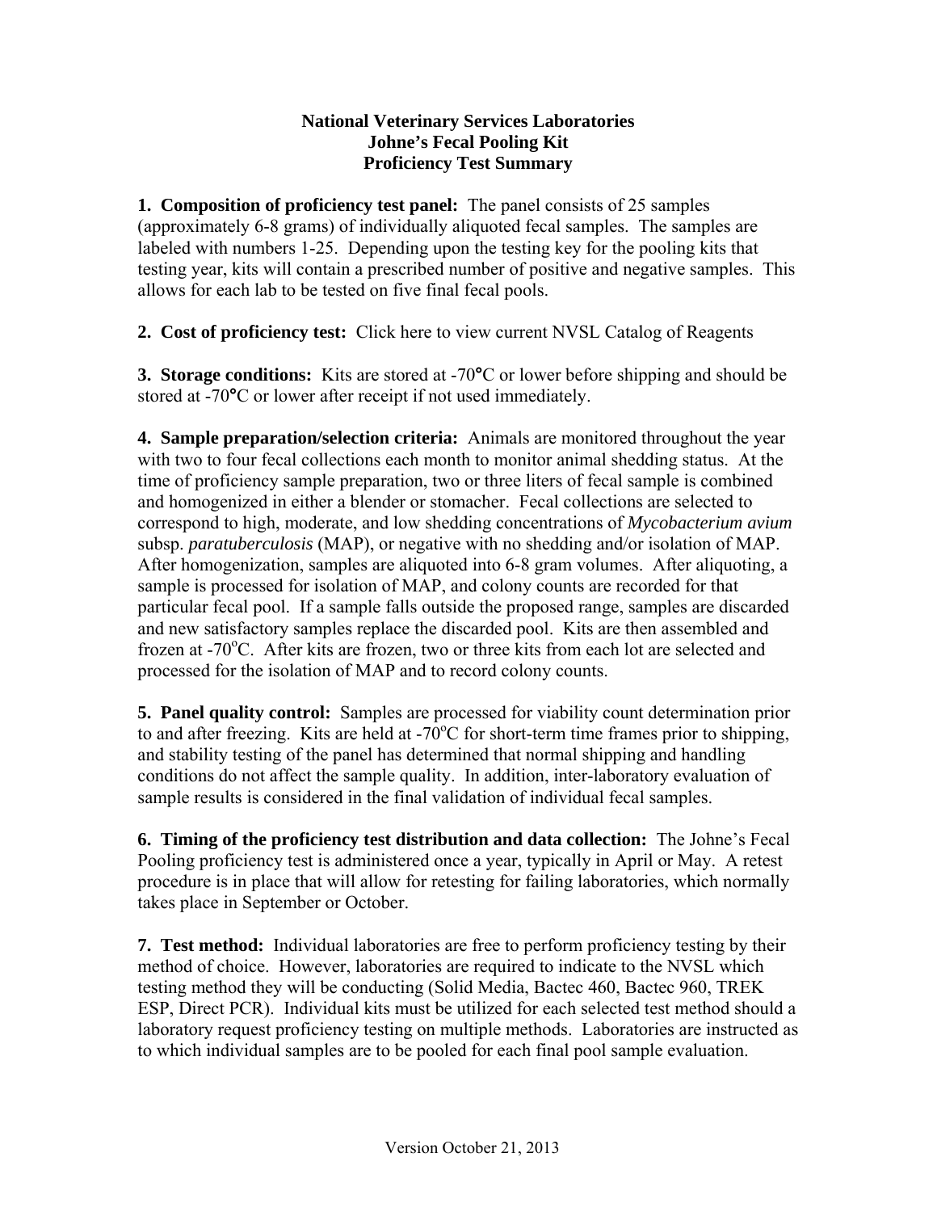# National Veterinary Services Laboratories
## Johne's Fecal Pooling Kit
## Proficiency Test Summary

**1. Composition of proficiency test panel:** The panel consists of 25 samples (approximately 6-8 grams) of individually aliquoted fecal samples. The samples are labeled with numbers 1-25. Depending upon the testing key for the pooling kits that testing year, kits will contain a prescribed number of positive and negative samples. This allows for each lab to be tested on five final fecal pools.

**2. Cost of proficiency test:** Click here to view current NVSL Catalog of Reagents

**3. Storage conditions:** Kits are stored at -70°C or lower before shipping and should be stored at -70°C or lower after receipt if not used immediately.

**4. Sample preparation/selection criteria:** Animals are monitored throughout the year with two to four fecal collections each month to monitor animal shedding status. At the time of proficiency sample preparation, two or three liters of fecal sample is combined and homogenized in either a blender or stomacher. Fecal collections are selected to correspond to high, moderate, and low shedding concentrations of *Mycobacterium avium* subsp. *paratuberculosis* (MAP), or negative with no shedding and/or isolation of MAP. After homogenization, samples are aliquoted into 6-8 gram volumes. After aliquoting, a sample is processed for isolation of MAP, and colony counts are recorded for that particular fecal pool. If a sample falls outside the proposed range, samples are discarded and new satisfactory samples replace the discarded pool. Kits are then assembled and frozen at -70°C. After kits are frozen, two or three kits from each lot are selected and processed for the isolation of MAP and to record colony counts.

**5. Panel quality control:** Samples are processed for viability count determination prior to and after freezing. Kits are held at -70°C for short-term time frames prior to shipping, and stability testing of the panel has determined that normal shipping and handling conditions do not affect the sample quality. In addition, inter-laboratory evaluation of sample results is considered in the final validation of individual fecal samples.

**6. Timing of the proficiency test distribution and data collection:** The Johne's Fecal Pooling proficiency test is administered once a year, typically in April or May. A retest procedure is in place that will allow for retesting for failing laboratories, which normally takes place in September or October.

**7. Test method:** Individual laboratories are free to perform proficiency testing by their method of choice. However, laboratories are required to indicate to the NVSL which testing method they will be conducting (Solid Media, Bactec 460, Bactec 960, TREK ESP, Direct PCR). Individual kits must be utilized for each selected test method should a laboratory request proficiency testing on multiple methods. Laboratories are instructed as to which individual samples are to be pooled for each final pool sample evaluation.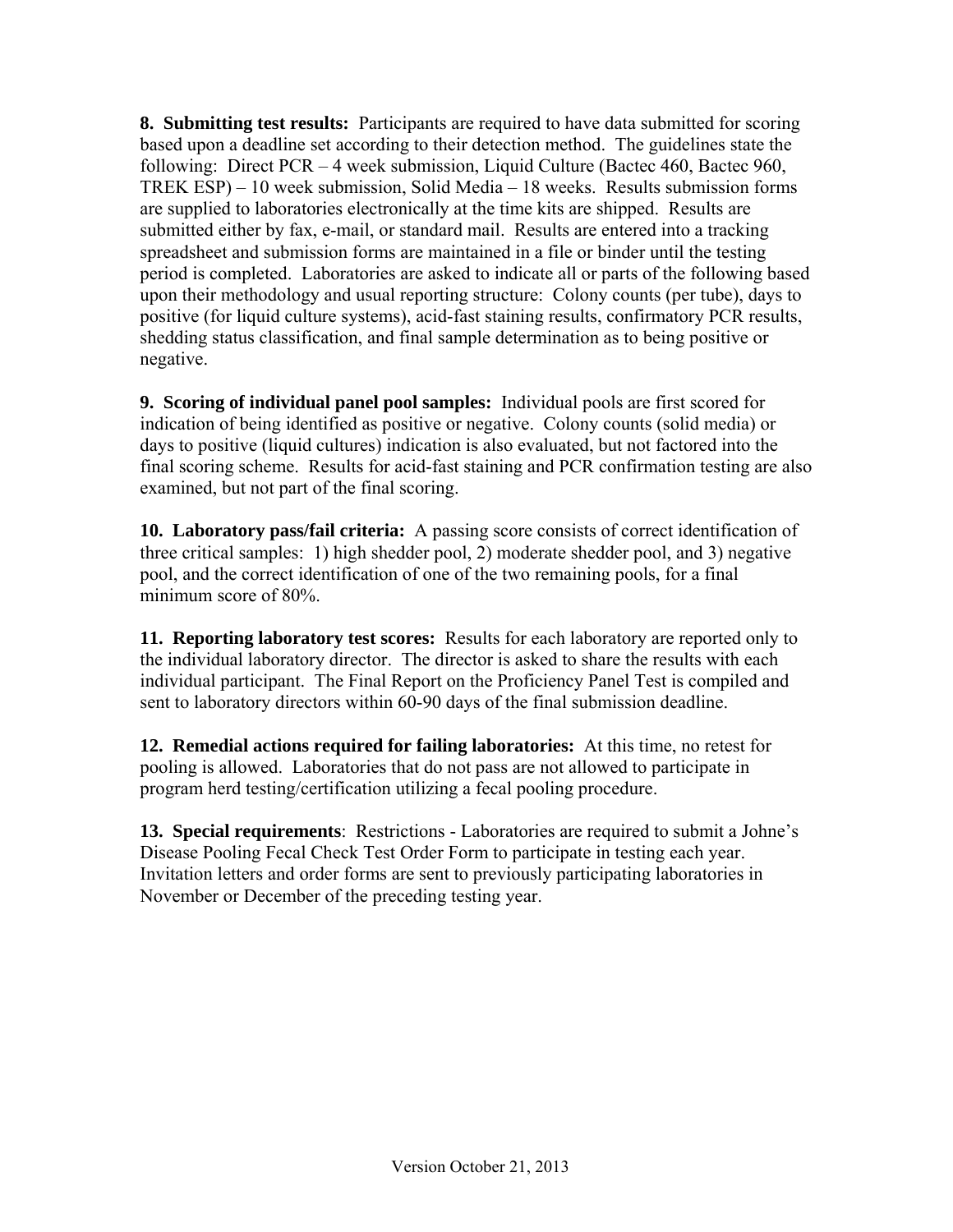**8. Submitting test results:** Participants are required to have data submitted for scoring based upon a deadline set according to their detection method. The guidelines state the following: Direct PCR – 4 week submission, Liquid Culture (Bactec 460, Bactec 960, TREK ESP) – 10 week submission, Solid Media – 18 weeks. Results submission forms are supplied to laboratories electronically at the time kits are shipped. Results are submitted either by fax, e-mail, or standard mail. Results are entered into a tracking spreadsheet and submission forms are maintained in a file or binder until the testing period is completed. Laboratories are asked to indicate all or parts of the following based upon their methodology and usual reporting structure: Colony counts (per tube), days to positive (for liquid culture systems), acid-fast staining results, confirmatory PCR results, shedding status classification, and final sample determination as to being positive or negative.

**9. Scoring of individual panel pool samples:** Individual pools are first scored for indication of being identified as positive or negative. Colony counts (solid media) or days to positive (liquid cultures) indication is also evaluated, but not factored into the final scoring scheme. Results for acid-fast staining and PCR confirmation testing are also examined, but not part of the final scoring.

**10. Laboratory pass/fail criteria:** A passing score consists of correct identification of three critical samples: 1) high shedder pool, 2) moderate shedder pool, and 3) negative pool, and the correct identification of one of the two remaining pools, for a final minimum score of 80%.

**11. Reporting laboratory test scores:** Results for each laboratory are reported only to the individual laboratory director. The director is asked to share the results with each individual participant. The Final Report on the Proficiency Panel Test is compiled and sent to laboratory directors within 60-90 days of the final submission deadline.

**12. Remedial actions required for failing laboratories:** At this time, no retest for pooling is allowed. Laboratories that do not pass are not allowed to participate in program herd testing/certification utilizing a fecal pooling procedure.

**13. Special requirements**: Restrictions - Laboratories are required to submit a Johne's Disease Pooling Fecal Check Test Order Form to participate in testing each year. Invitation letters and order forms are sent to previously participating laboratories in November or December of the preceding testing year.

Version October 21, 2013